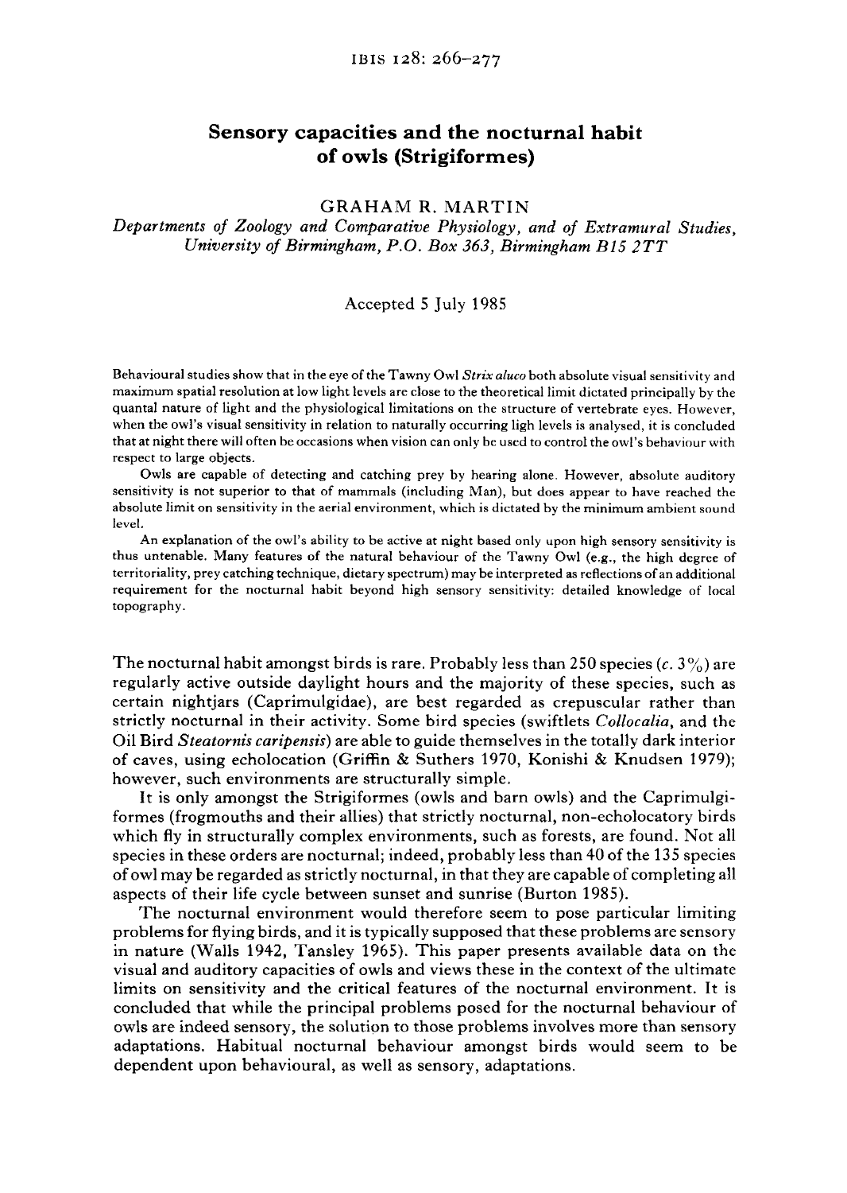# Sensory capacities and the nocturnal habit of owls (Strigiformes)

GRAHAM R. MARTIN

*Departments of Zoology and Comparative Physiology, and of Extramural Studies, University of Birmingham, P.O. Box 363, Birmingham B15 2TT*

Accepted 5 July 1985

Behavioural studies show that in the eye of the Tawny Owl *Strix aluco* both absolute visual sensitivity and maximum spatial resolution at low light levels are close to the theoretical limit dictated principally by the quantal nature of light and the physiological limitations on the structure of vertebrate eyes. However, when the owl's visual sensitivity in relation to naturally occurring ligh levels is analysed, it is concluded that at night there will often be occasions when vision can only be used to control the owl's behaviour with respect to large objects.

Owls are capable of detecting and catching prey by hearing alone. However, absolute auditory sensitivity is not superior to that of mammals (including Man), but does appear to have reached the absolute limit on sensitivity in the aerial environment, which is dictated by the minimum ambient sound level.

An explanation of the owl's ability to be active at night based only upon high sensory sensitivity is thus untenable. Many features of the natural behaviour of the Tawny Owl (e.g., the high degree of territoriality, prey catching technique, dietary spectrum) may be interpreted as reflections of an additional requirement for the nocturnal habit beyond high sensory sensitivity: detailed knowledge of local topography.

The nocturnal habit amongst birds is rare. Probably less than 250 species (*c.* 3%) are regularly active outside daylight hours and the majority of these species, such as certain nightjars (Caprimulgidae), are best regarded as crepuscular rather than strictly nocturnal in their activity. Some bird species (swiftlets *Collocalia*, and the Oil Bird *Steatornis caripensis*) are able to guide themselves in the totally dark interior of caves, using echolocation (Griffin & Suthers 1970, Konishi & Knudsen 1979); however, such environments are structurally simple.

It is only amongst the Strigiformes (owls and barn owls) and the Caprimulgiformes (frogmouths and their allies) that strictly nocturnal, non-echolocatory birds which fly in structurally complex environments, such as forests, are found. Not all species in these orders are nocturnal; indeed, probably less than 40 of the 135 species of owl may be regarded as strictly nocturnal, in that they are capable of completing all aspects of their life cycle between sunset and sunrise (Burton 1985).

The nocturnal environment would therefore seem to pose particular limiting problems for flying birds, and it is typically supposed that these problems are sensory in nature (Walls 1942, Tansley 1965). This paper presents available data on the visual and auditory capacities of owls and views these in the context of the ultimate limits on sensitivity and the critical features of the nocturnal environment. It is concluded that while the principal problems posed for the nocturnal behaviour of owls are indeed sensory, the solution to those problems involves more than sensory adaptations. Habitual nocturnal behaviour amongst birds would seem to be dependent upon behavioural, as well as sensory, adaptations.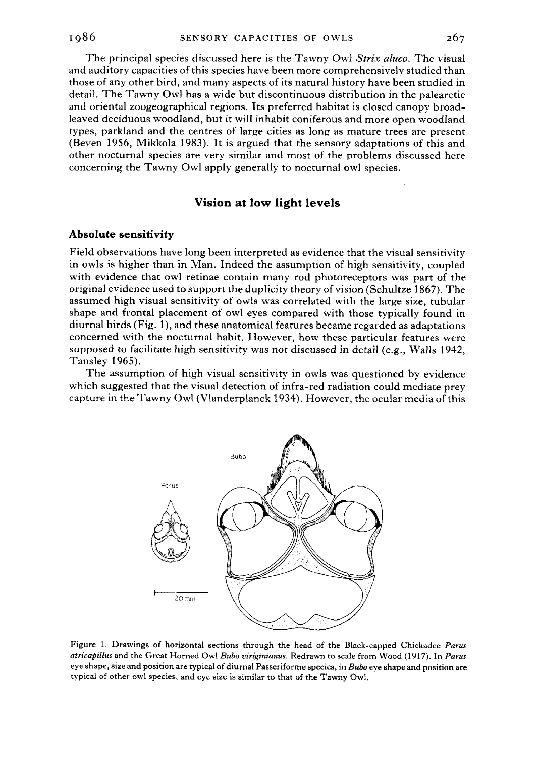The principal species discussed here is the Tawny Owl *Strix aluco*. The visual and auditory capacities of this species have been more comprehensively studied than those of any other bird, and many aspects of its natural history have been studied in detail. The Tawny Owl has a wide but discontinuous distribution in the palearctic and oriental zoogeographical regions. Its preferred habitat is closed canopy broad-leaved deciduous woodland, but it will inhabit coniferous and more open woodland types, parkland and the centres of large cities as long as mature trees are present (Beven 1956, Mikkola 1983). It is argued that the sensory adaptations of this and other nocturnal species are very similar and most of the problems discussed here concerning the Tawny Owl apply generally to nocturnal owl species.

## Vision at low light levels

### Absolute sensitivity

Field observations have long been interpreted as evidence that the visual sensitivity in owls is higher than in Man. Indeed the assumption of high sensitivity, coupled with evidence that owl retinae contain many rod photoreceptors was part of the original evidence used to support the duplicity theory of vision (Schultze 1867). The assumed high visual sensitivity of owls was correlated with the large size, tubular shape and frontal placement of owl eyes compared with those typically found in diurnal birds (Fig. 1), and these anatomical features became regarded as adaptations concerned with the nocturnal habit. However, how these particular features were supposed to facilitate high sensitivity was not discussed in detail (e.g., Walls 1942, Tansley 1965).

The assumption of high visual sensitivity in owls was questioned by evidence which suggested that the visual detection of infra-red radiation could mediate prey capture in the Tawny Owl (Vlanderplanck 1934). However, the ocular media of this

Figure 1. Drawings of horizontal sections through the head of the Black-capped Chickadee *Parus atricapillus* and the Great Horned Owl *Bubo viriginianus*. Redrawn to scale from Wood (1917). In *Parus* eye shape, size and position are typical of diurnal Passeriforme species, in *Bubo* eye shape and position are typical of other owl species, and eye size is similar to that of the Tawny Owl.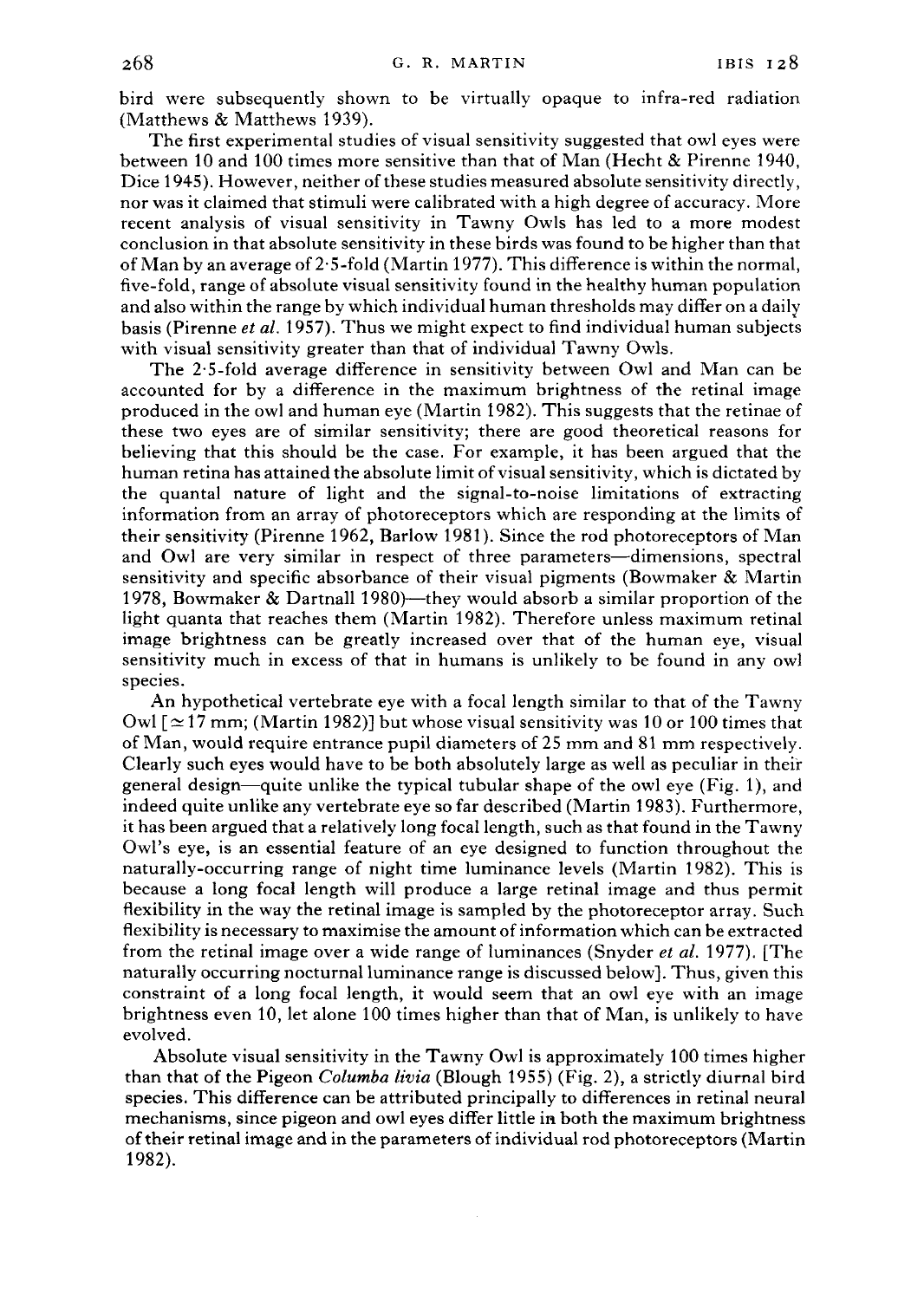bird were subsequently shown to be virtually opaque to infra-red radiation (Matthews & Matthews 1939).

The first experimental studies of visual sensitivity suggested that owl eyes were between 10 and 100 times more sensitive than that of Man (Hecht & Pirenne 1940, Dice 1945). However, neither of these studies measured absolute sensitivity directly, nor was it claimed that stimuli were calibrated with a high degree of accuracy. More recent analysis of visual sensitivity in Tawny Owls has led to a more modest conclusion in that absolute sensitivity in these birds was found to be higher than that of Man by an average of 2·5-fold (Martin 1977). This difference is within the normal, five-fold, range of absolute visual sensitivity found in the healthy human population and also within the range by which individual human thresholds may differ on a daily basis (Pirenne *et al.* 1957). Thus we might expect to find individual human subjects with visual sensitivity greater than that of individual Tawny Owls.

The 2·5-fold average difference in sensitivity between Owl and Man can be accounted for by a difference in the maximum brightness of the retinal image produced in the owl and human eye (Martin 1982). This suggests that the retinae of these two eyes are of similar sensitivity; there are good theoretical reasons for believing that this should be the case. For example, it has been argued that the human retina has attained the absolute limit of visual sensitivity, which is dictated by the quantal nature of light and the signal-to-noise limitations of extracting information from an array of photoreceptors which are responding at the limits of their sensitivity (Pirenne 1962, Barlow 1981). Since the rod photoreceptors of Man and Owl are very similar in respect of three parameters—dimensions, spectral sensitivity and specific absorbance of their visual pigments (Bowmaker & Martin 1978, Bowmaker & Dartnall 1980)—they would absorb a similar proportion of the light quanta that reaches them (Martin 1982). Therefore unless maximum retinal image brightness can be greatly increased over that of the human eye, visual sensitivity much in excess of that in humans is unlikely to be found in any owl species.

An hypothetical vertebrate eye with a focal length similar to that of the Tawny Owl [$\simeq 17$ mm; (Martin 1982)] but whose visual sensitivity was 10 or 100 times that of Man, would require entrance pupil diameters of 25 mm and 81 mm respectively. Clearly such eyes would have to be both absolutely large as well as peculiar in their general design—quite unlike the typical tubular shape of the owl eye (Fig. 1), and indeed quite unlike any vertebrate eye so far described (Martin 1983). Furthermore, it has been argued that a relatively long focal length, such as that found in the Tawny Owl's eye, is an essential feature of an eye designed to function throughout the naturally-occurring range of night time luminance levels (Martin 1982). This is because a long focal length will produce a large retinal image and thus permit flexibility in the way the retinal image is sampled by the photoreceptor array. Such flexibility is necessary to maximise the amount of information which can be extracted from the retinal image over a wide range of luminances (Snyder *et al.* 1977). [The naturally occurring nocturnal luminance range is discussed below]. Thus, given this constraint of a long focal length, it would seem that an owl eye with an image brightness even 10, let alone 100 times higher than that of Man, is unlikely to have evolved.

Absolute visual sensitivity in the Tawny Owl is approximately 100 times higher than that of the Pigeon *Columba livia* (Blough 1955) (Fig. 2), a strictly diurnal bird species. This difference can be attributed principally to differences in retinal neural mechanisms, since pigeon and owl eyes differ little in both the maximum brightness of their retinal image and in the parameters of individual rod photoreceptors (Martin 1982).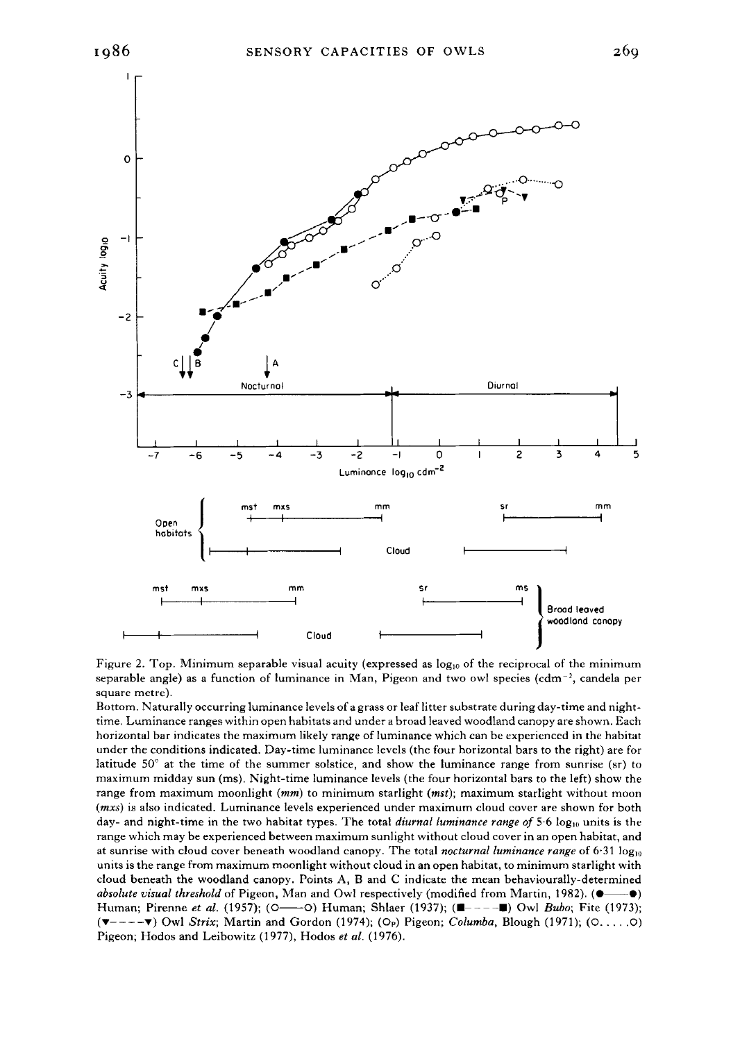Figure 2. Top. Minimum separable visual acuity (expressed as $\log_{10}$ of the reciprocal of the minimum separable angle) as a function of luminance in Man, Pigeon and two owl species ($cdm^{-2}$, candela per square metre).

Bottom. Naturally occurring luminance levels of a grass or leaf litter substrate during day-time and night-time. Luminance ranges within open habitats and under a broad leaved woodland canopy are shown. Each horizontal bar indicates the maximum likely range of luminance which can be experienced in the habitat under the conditions indicated. Day-time luminance levels (the four horizontal bars to the right) are for latitude 50° at the time of the summer solstice, and show the luminance range from sunrise (sr) to maximum midday sun (ms). Night-time luminance levels (the four horizontal bars to the left) show the range from maximum moonlight (*mm*) to minimum starlight (*mst*); maximum starlight without moon (*mxs*) is also indicated. Luminance levels experienced under maximum cloud cover are shown for both day- and night-time in the two habitat types. The total *diurnal luminance range of* 5·6 $\log_{10}$ units is the range which may be experienced between maximum sunlight without cloud cover in an open habitat, and at sunrise with cloud cover beneath woodland canopy. The total *nocturnal luminance range* of 6·31 $\log_{10}$ units is the range from maximum moonlight without cloud in an open habitat, to minimum starlight with cloud beneath the woodland canopy. Points A, B and C indicate the mean behaviourally-determined *absolute visual threshold* of Pigeon, Man and Owl respectively (modified from Martin, 1982). (●——●) Human; Pirenne *et al.* (1957); (○——○) Human; Shlaer (1937); (■- - - -■) Owl *Bubo*; Fite (1973); (▼- - - -▼) Owl *Strix*; Martin and Gordon (1974); ($O_P$) Pigeon; *Columba*, Blough (1971); (○. . . . .○) Pigeon; Hodos and Leibowitz (1977), Hodos *et al.* (1976).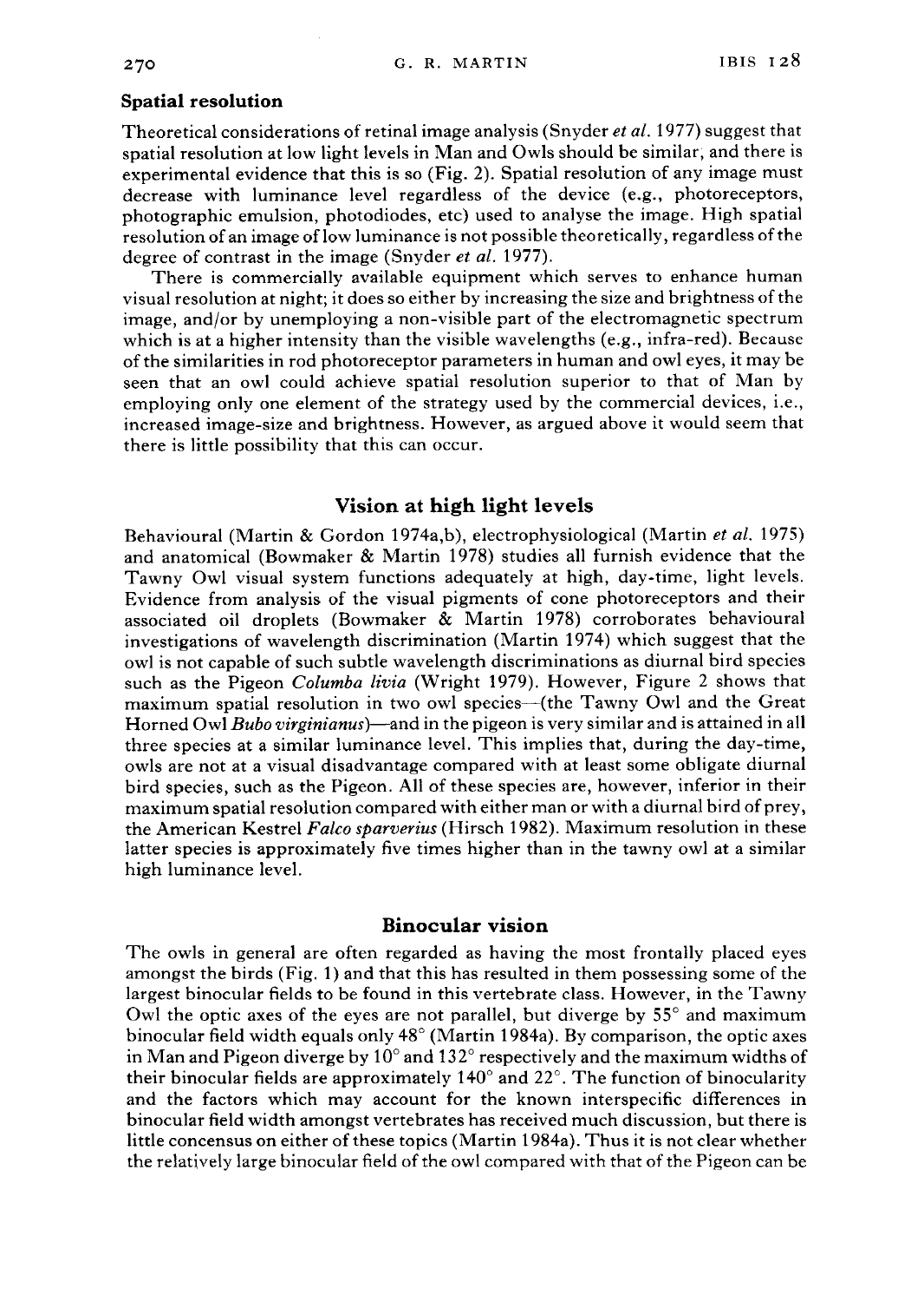### Spatial resolution

Theoretical considerations of retinal image analysis (Snyder *et al.* 1977) suggest that spatial resolution at low light levels in Man and Owls should be similar, and there is experimental evidence that this is so (Fig. 2). Spatial resolution of any image must decrease with luminance level regardless of the device (e.g., photoreceptors, photographic emulsion, photodiodes, etc) used to analyse the image. High spatial resolution of an image of low luminance is not possible theoretically, regardless of the degree of contrast in the image (Snyder *et al.* 1977).

There is commercially available equipment which serves to enhance human visual resolution at night; it does so either by increasing the size and brightness of the image, and/or by unemploying a non-visible part of the electromagnetic spectrum which is at a higher intensity than the visible wavelengths (e.g., infra-red). Because of the similarities in rod photoreceptor parameters in human and owl eyes, it may be seen that an owl could achieve spatial resolution superior to that of Man by employing only one element of the strategy used by the commercial devices, i.e., increased image-size and brightness. However, as argued above it would seem that there is little possibility that this can occur.

## Vision at high light levels

Behavioural (Martin & Gordon 1974a,b), electrophysiological (Martin *et al.* 1975) and anatomical (Bowmaker & Martin 1978) studies all furnish evidence that the Tawny Owl visual system functions adequately at high, day-time, light levels. Evidence from analysis of the visual pigments of cone photoreceptors and their associated oil droplets (Bowmaker & Martin 1978) corroborates behavioural investigations of wavelength discrimination (Martin 1974) which suggest that the owl is not capable of such subtle wavelength discriminations as diurnal bird species such as the Pigeon *Columba livia* (Wright 1979). However, Figure 2 shows that maximum spatial resolution in two owl species—(the Tawny Owl and the Great Horned Owl *Bubo virginianus*)—and in the pigeon is very similar and is attained in all three species at a similar luminance level. This implies that, during the day-time, owls are not at a visual disadvantage compared with at least some obligate diurnal bird species, such as the Pigeon. All of these species are, however, inferior in their maximum spatial resolution compared with either man or with a diurnal bird of prey, the American Kestrel *Falco sparverius* (Hirsch 1982). Maximum resolution in these latter species is approximately five times higher than in the tawny owl at a similar high luminance level.

## Binocular vision

The owls in general are often regarded as having the most frontally placed eyes amongst the birds (Fig. 1) and that this has resulted in them possessing some of the largest binocular fields to be found in this vertebrate class. However, in the Tawny Owl the optic axes of the eyes are not parallel, but diverge by 55° and maximum binocular field width equals only 48° (Martin 1984a). By comparison, the optic axes in Man and Pigeon diverge by 10° and 132° respectively and the maximum widths of their binocular fields are approximately 140° and 22°. The function of binocularity and the factors which may account for the known interspecific differences in binocular field width amongst vertebrates has received much discussion, but there is little concensus on either of these topics (Martin 1984a). Thus it is not clear whether the relatively large binocular field of the owl compared with that of the Pigeon can be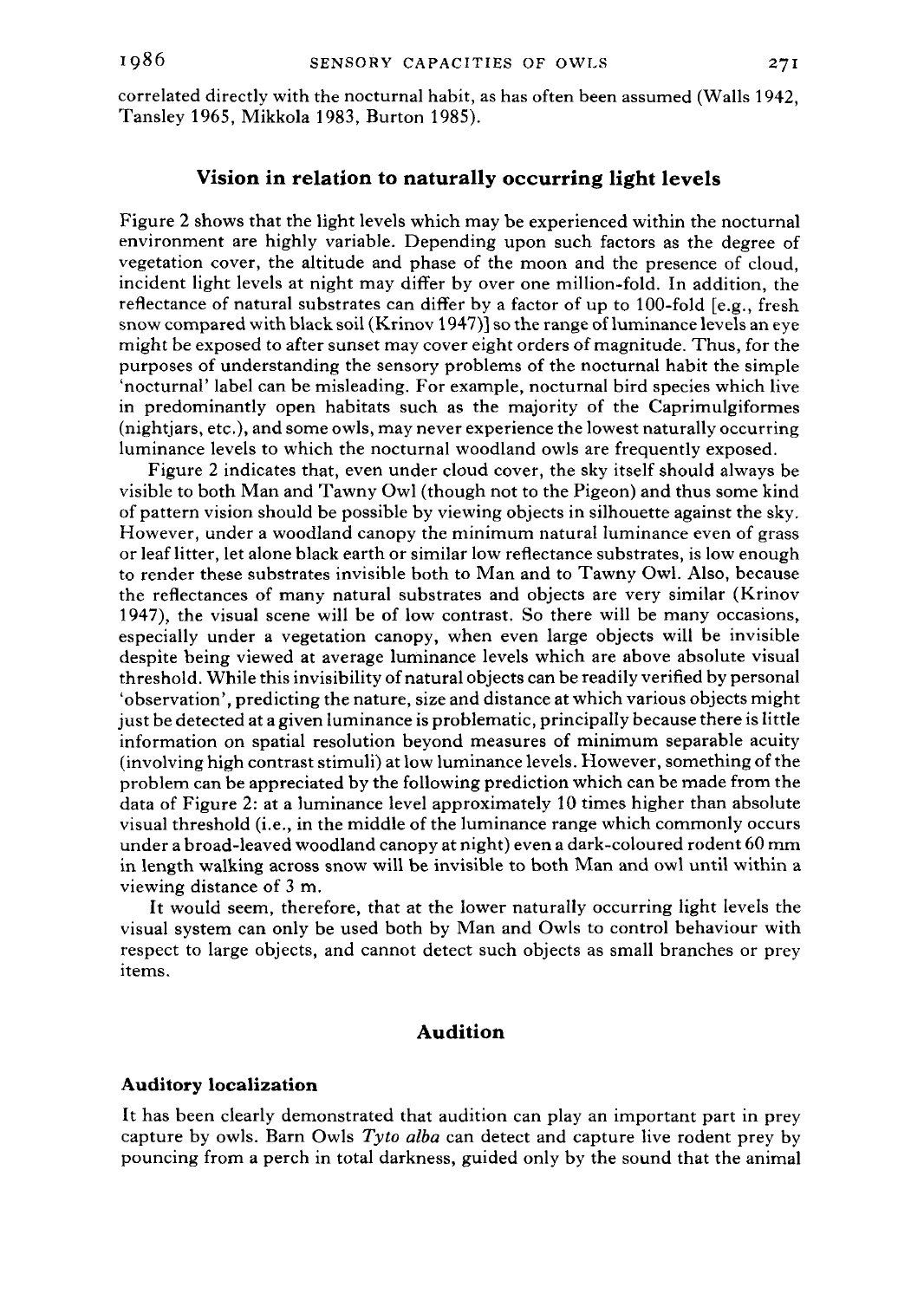correlated directly with the nocturnal habit, as has often been assumed (Walls 1942, Tansley 1965, Mikkola 1983, Burton 1985).

## Vision in relation to naturally occurring light levels

Figure 2 shows that the light levels which may be experienced within the nocturnal environment are highly variable. Depending upon such factors as the degree of vegetation cover, the altitude and phase of the moon and the presence of cloud, incident light levels at night may differ by over one million-fold. In addition, the reflectance of natural substrates can differ by a factor of up to 100-fold [e.g., fresh snow compared with black soil (Krinov 1947)] so the range of luminance levels an eye might be exposed to after sunset may cover eight orders of magnitude. Thus, for the purposes of understanding the sensory problems of the nocturnal habit the simple 'nocturnal' label can be misleading. For example, nocturnal bird species which live in predominantly open habitats such as the majority of the Caprimulgiformes (nightjars, etc.), and some owls, may never experience the lowest naturally occurring luminance levels to which the nocturnal woodland owls are frequently exposed.

Figure 2 indicates that, even under cloud cover, the sky itself should always be visible to both Man and Tawny Owl (though not to the Pigeon) and thus some kind of pattern vision should be possible by viewing objects in silhouette against the sky. However, under a woodland canopy the minimum natural luminance even of grass or leaf litter, let alone black earth or similar low reflectance substrates, is low enough to render these substrates invisible both to Man and to Tawny Owl. Also, because the reflectances of many natural substrates and objects are very similar (Krinov 1947), the visual scene will be of low contrast. So there will be many occasions, especially under a vegetation canopy, when even large objects will be invisible despite being viewed at average luminance levels which are above absolute visual threshold. While this invisibility of natural objects can be readily verified by personal 'observation', predicting the nature, size and distance at which various objects might just be detected at a given luminance is problematic, principally because there is little information on spatial resolution beyond measures of minimum separable acuity (involving high contrast stimuli) at low luminance levels. However, something of the problem can be appreciated by the following prediction which can be made from the data of Figure 2: at a luminance level approximately 10 times higher than absolute visual threshold (i.e., in the middle of the luminance range which commonly occurs under a broad-leaved woodland canopy at night) even a dark-coloured rodent 60 mm in length walking across snow will be invisible to both Man and owl until within a viewing distance of 3 m.

It would seem, therefore, that at the lower naturally occurring light levels the visual system can only be used both by Man and Owls to control behaviour with respect to large objects, and cannot detect such objects as small branches or prey items.

## Audition

### Auditory localization

It has been clearly demonstrated that audition can play an important part in prey capture by owls. Barn Owls *Tyto alba* can detect and capture live rodent prey by pouncing from a perch in total darkness, guided only by the sound that the animal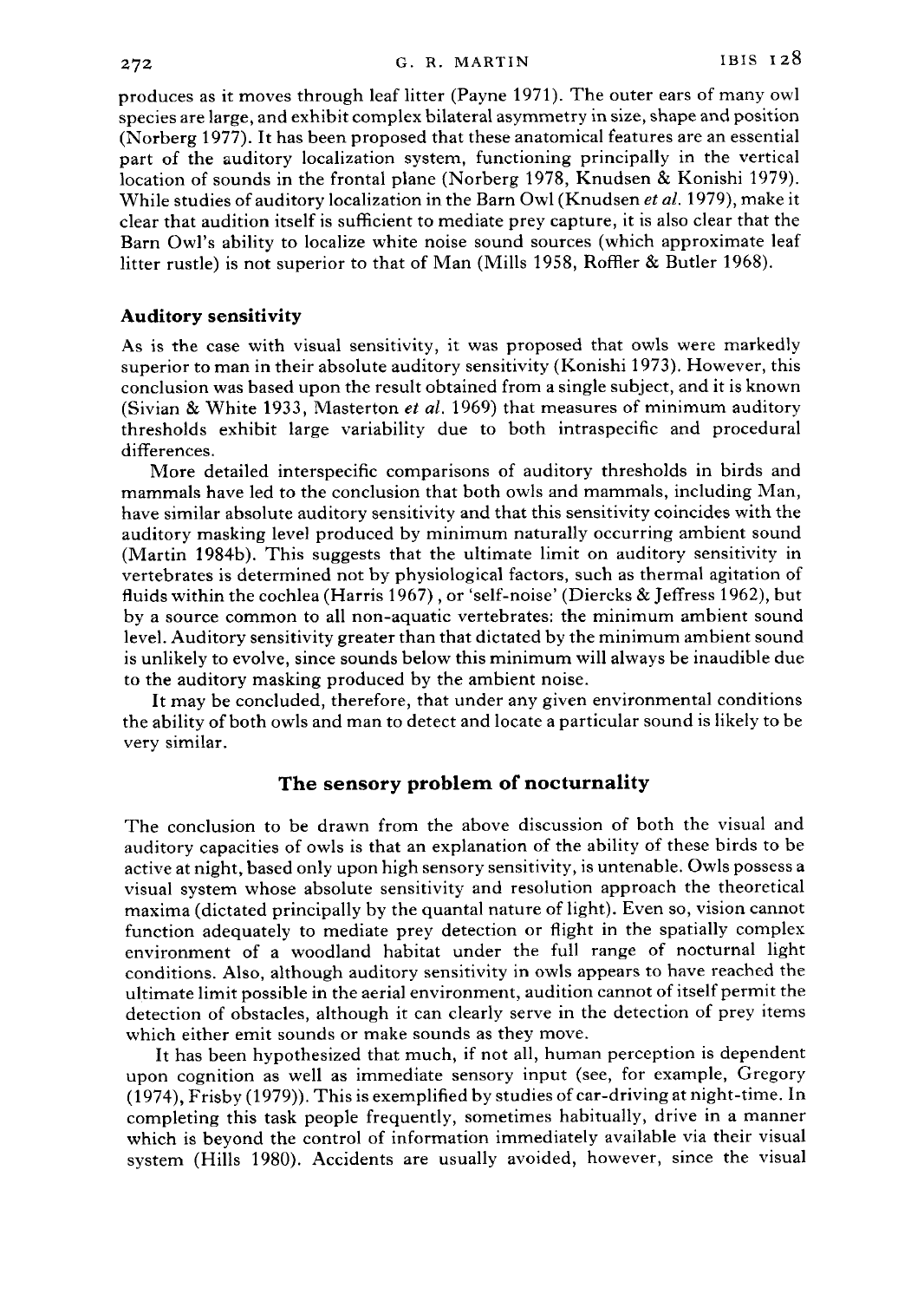produces as it moves through leaf litter (Payne 1971). The outer ears of many owl species are large, and exhibit complex bilateral asymmetry in size, shape and position (Norberg 1977). It has been proposed that these anatomical features are an essential part of the auditory localization system, functioning principally in the vertical location of sounds in the frontal plane (Norberg 1978, Knudsen & Konishi 1979). While studies of auditory localization in the Barn Owl (Knudsen *et al.* 1979), make it clear that audition itself is sufficient to mediate prey capture, it is also clear that the Barn Owl's ability to localize white noise sound sources (which approximate leaf litter rustle) is not superior to that of Man (Mills 1958, Roffler & Butler 1968).

### Auditory sensitivity

As is the case with visual sensitivity, it was proposed that owls were markedly superior to man in their absolute auditory sensitivity (Konishi 1973). However, this conclusion was based upon the result obtained from a single subject, and it is known (Sivian & White 1933, Masterton *et al.* 1969) that measures of minimum auditory thresholds exhibit large variability due to both intraspecific and procedural differences.

More detailed interspecific comparisons of auditory thresholds in birds and mammals have led to the conclusion that both owls and mammals, including Man, have similar absolute auditory sensitivity and that this sensitivity coincides with the auditory masking level produced by minimum naturally occurring ambient sound (Martin 1984b). This suggests that the ultimate limit on auditory sensitivity in vertebrates is determined not by physiological factors, such as thermal agitation of fluids within the cochlea (Harris 1967), or 'self-noise' (Diercks & Jeffress 1962), but by a source common to all non-aquatic vertebrates: the minimum ambient sound level. Auditory sensitivity greater than that dictated by the minimum ambient sound is unlikely to evolve, since sounds below this minimum will always be inaudible due to the auditory masking produced by the ambient noise.

It may be concluded, therefore, that under any given environmental conditions the ability of both owls and man to detect and locate a particular sound is likely to be very similar.

## The sensory problem of nocturnality

The conclusion to be drawn from the above discussion of both the visual and auditory capacities of owls is that an explanation of the ability of these birds to be active at night, based only upon high sensory sensitivity, is untenable. Owls possess a visual system whose absolute sensitivity and resolution approach the theoretical maxima (dictated principally by the quantal nature of light). Even so, vision cannot function adequately to mediate prey detection or flight in the spatially complex environment of a woodland habitat under the full range of nocturnal light conditions. Also, although auditory sensitivity in owls appears to have reached the ultimate limit possible in the aerial environment, audition cannot of itself permit the detection of obstacles, although it can clearly serve in the detection of prey items which either emit sounds or make sounds as they move.

It has been hypothesized that much, if not all, human perception is dependent upon cognition as well as immediate sensory input (see, for example, Gregory (1974), Frisby (1979)). This is exemplified by studies of car-driving at night-time. In completing this task people frequently, sometimes habitually, drive in a manner which is beyond the control of information immediately available via their visual system (Hills 1980). Accidents are usually avoided, however, since the visual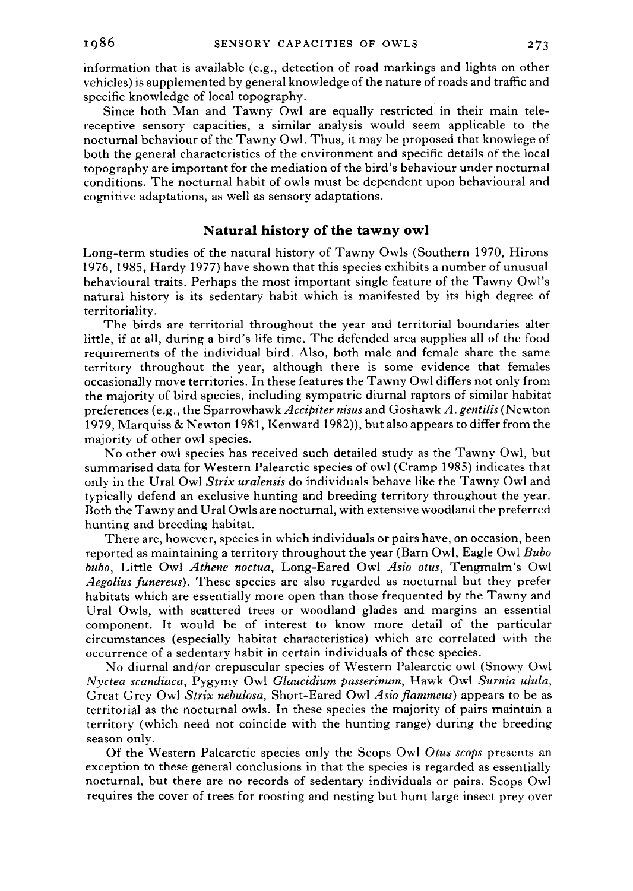information that is available (e.g., detection of road markings and lights on other vehicles) is supplemented by general knowledge of the nature of roads and traffic and specific knowledge of local topography.

Since both Man and Tawny Owl are equally restricted in their main telereceptive sensory capacities, a similar analysis would seem applicable to the nocturnal behaviour of the Tawny Owl. Thus, it may be proposed that knowlege of both the general characteristics of the environment and specific details of the local topography are important for the mediation of the bird's behaviour under nocturnal conditions. The nocturnal habit of owls must be dependent upon behavioural and cognitive adaptations, as well as sensory adaptations.

## Natural history of the tawny owl

Long-term studies of the natural history of Tawny Owls (Southern 1970, Hirons 1976, 1985, Hardy 1977) have shown that this species exhibits a number of unusual behavioural traits. Perhaps the most important single feature of the Tawny Owl's natural history is its sedentary habit which is manifested by its high degree of territoriality.

The birds are territorial throughout the year and territorial boundaries alter little, if at all, during a bird's life time. The defended area supplies all of the food requirements of the individual bird. Also, both male and female share the same territory throughout the year, although there is some evidence that females occasionally move territories. In these features the Tawny Owl differs not only from the majority of bird species, including sympatric diurnal raptors of similar habitat preferences (e.g., the Sparrowhawk *Accipiter nisus* and Goshawk *A. gentilis* (Newton 1979, Marquiss & Newton 1981, Kenward 1982)), but also appears to differ from the majority of other owl species.

No other owl species has received such detailed study as the Tawny Owl, but summarised data for Western Palearctic species of owl (Cramp 1985) indicates that only in the Ural Owl *Strix uralensis* do individuals behave like the Tawny Owl and typically defend an exclusive hunting and breeding territory throughout the year. Both the Tawny and Ural Owls are nocturnal, with extensive woodland the preferred hunting and breeding habitat.

There are, however, species in which individuals or pairs have, on occasion, been reported as maintaining a territory throughout the year (Barn Owl, Eagle Owl *Bubo bubo*, Little Owl *Athene noctua*, Long-Eared Owl *Asio otus*, Tengmalm's Owl *Aegolius funereus*). These species are also regarded as nocturnal but they prefer habitats which are essentially more open than those frequented by the Tawny and Ural Owls, with scattered trees or woodland glades and margins an essential component. It would be of interest to know more detail of the particular circumstances (especially habitat characteristics) which are correlated with the occurrence of a sedentary habit in certain individuals of these species.

No diurnal and/or crepuscular species of Western Palearctic owl (Snowy Owl *Nyctea scandiaca*, Pygymy Owl *Glaucidium passerinum*, Hawk Owl *Surnia ulula*, Great Grey Owl *Strix nebulosa*, Short-Eared Owl *Asio flammeus*) appears to be as territorial as the nocturnal owls. In these species the majority of pairs maintain a territory (which need not coincide with the hunting range) during the breeding season only.

Of the Western Palearctic species only the Scops Owl *Otus scops* presents an exception to these general conclusions in that the species is regarded as essentially nocturnal, but there are no records of sedentary individuals or pairs. Scops Owl requires the cover of trees for roosting and nesting but hunt large insect prey over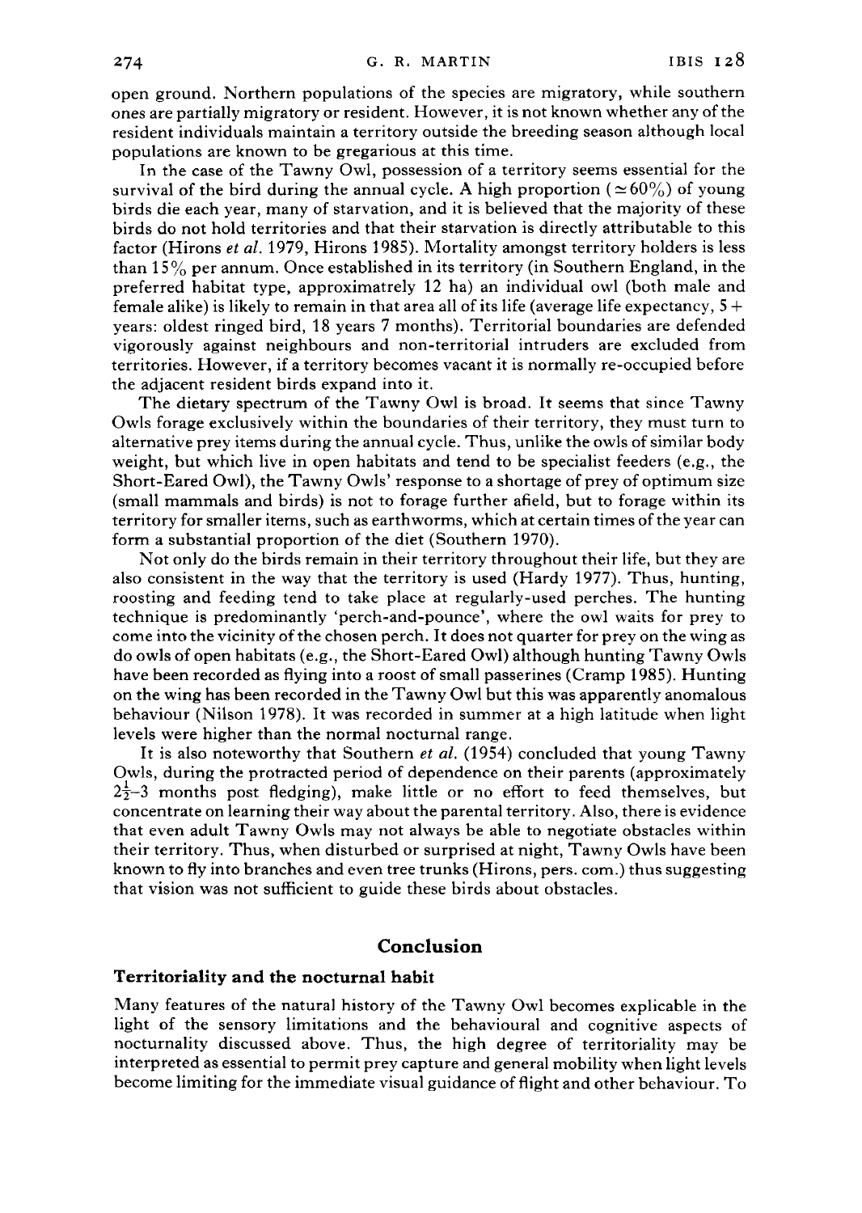open ground. Northern populations of the species are migratory, while southern ones are partially migratory or resident. However, it is not known whether any of the resident individuals maintain a territory outside the breeding season although local populations are known to be gregarious at this time.

In the case of the Tawny Owl, possession of a territory seems essential for the survival of the bird during the annual cycle. A high proportion ($\simeq 60\%$) of young birds die each year, many of starvation, and it is believed that the majority of these birds do not hold territories and that their starvation is directly attributable to this factor (Hirons *et al.* 1979, Hirons 1985). Mortality amongst territory holders is less than 15% per annum. Once established in its territory (in Southern England, in the preferred habitat type, approximatrely 12 ha) an individual owl (both male and female alike) is likely to remain in that area all of its life (average life expectancy, 5 + years: oldest ringed bird, 18 years 7 months). Territorial boundaries are defended vigorously against neighbours and non-territorial intruders are excluded from territories. However, if a territory becomes vacant it is normally re-occupied before the adjacent resident birds expand into it.

The dietary spectrum of the Tawny Owl is broad. It seems that since Tawny Owls forage exclusively within the boundaries of their territory, they must turn to alternative prey items during the annual cycle. Thus, unlike the owls of similar body weight, but which live in open habitats and tend to be specialist feeders (e.g., the Short-Eared Owl), the Tawny Owls' response to a shortage of prey of optimum size (small mammals and birds) is not to forage further afield, but to forage within its territory for smaller items, such as earthworms, which at certain times of the year can form a substantial proportion of the diet (Southern 1970).

Not only do the birds remain in their territory throughout their life, but they are also consistent in the way that the territory is used (Hardy 1977). Thus, hunting, roosting and feeding tend to take place at regularly-used perches. The hunting technique is predominantly 'perch-and-pounce', where the owl waits for prey to come into the vicinity of the chosen perch. It does not quarter for prey on the wing as do owls of open habitats (e.g., the Short-Eared Owl) although hunting Tawny Owls have been recorded as flying into a roost of small passerines (Cramp 1985). Hunting on the wing has been recorded in the Tawny Owl but this was apparently anomalous behaviour (Nilson 1978). It was recorded in summer at a high latitude when light levels were higher than the normal nocturnal range.

It is also noteworthy that Southern *et al.* (1954) concluded that young Tawny Owls, during the protracted period of dependence on their parents (approximately $2\frac{1}{2}$–3 months post fledging), make little or no effort to feed themselves, but concentrate on learning their way about the parental territory. Also, there is evidence that even adult Tawny Owls may not always be able to negotiate obstacles within their territory. Thus, when disturbed or surprised at night, Tawny Owls have been known to fly into branches and even tree trunks (Hirons, pers. com.) thus suggesting that vision was not sufficient to guide these birds about obstacles.

## Conclusion

### Territoriality and the nocturnal habit

Many features of the natural history of the Tawny Owl becomes explicable in the light of the sensory limitations and the behavioural and cognitive aspects of nocturnality discussed above. Thus, the high degree of territoriality may be interpreted as essential to permit prey capture and general mobility when light levels become limiting for the immediate visual guidance of flight and other behaviour. To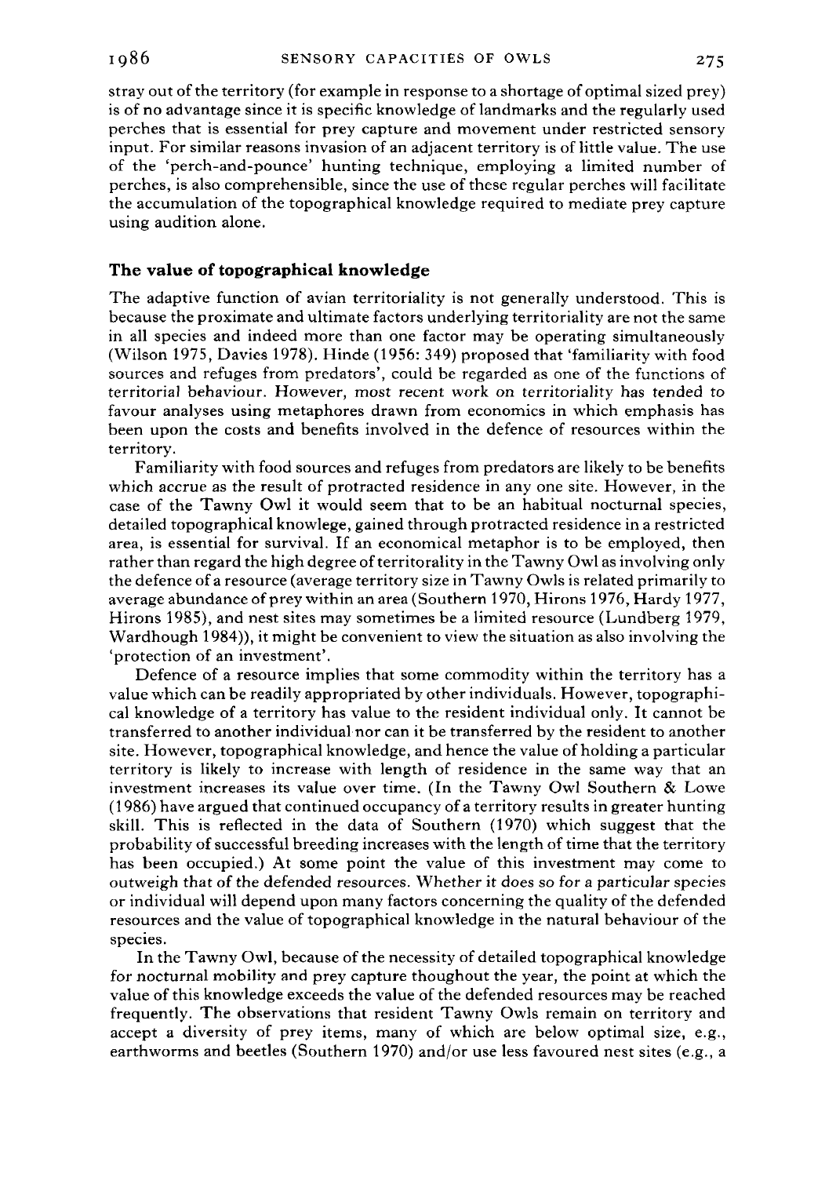stray out of the territory (for example in response to a shortage of optimal sized prey) is of no advantage since it is specific knowledge of landmarks and the regularly used perches that is essential for prey capture and movement under restricted sensory input. For similar reasons invasion of an adjacent territory is of little value. The use of the 'perch-and-pounce' hunting technique, employing a limited number of perches, is also comprehensible, since the use of these regular perches will facilitate the accumulation of the topographical knowledge required to mediate prey capture using audition alone.

## The value of topographical knowledge

The adaptive function of avian territoriality is not generally understood. This is because the proximate and ultimate factors underlying territoriality are not the same in all species and indeed more than one factor may be operating simultaneously (Wilson 1975, Davies 1978). Hinde (1956: 349) proposed that 'familiarity with food sources and refuges from predators', could be regarded as one of the functions of territorial behaviour. However, most recent work on territoriality has tended to favour analyses using metaphores drawn from economics in which emphasis has been upon the costs and benefits involved in the defence of resources within the territory.

Familiarity with food sources and refuges from predators are likely to be benefits which accrue as the result of protracted residence in any one site. However, in the case of the Tawny Owl it would seem that to be an habitual nocturnal species, detailed topographical knowlege, gained through protracted residence in a restricted area, is essential for survival. If an economical metaphor is to be employed, then rather than regard the high degree of territorality in the Tawny Owl as involving only the defence of a resource (average territory size in Tawny Owls is related primarily to average abundance of prey within an area (Southern 1970, Hirons 1976, Hardy 1977, Hirons 1985), and nest sites may sometimes be a limited resource (Lundberg 1979, Wardhough 1984)), it might be convenient to view the situation as also involving the 'protection of an investment'.

Defence of a resource implies that some commodity within the territory has a value which can be readily appropriated by other individuals. However, topographical knowledge of a territory has value to the resident individual only. It cannot be transferred to another individual nor can it be transferred by the resident to another site. However, topographical knowledge, and hence the value of holding a particular territory is likely to increase with length of residence in the same way that an investment increases its value over time. (In the Tawny Owl Southern & Lowe (1986) have argued that continued occupancy of a territory results in greater hunting skill. This is reflected in the data of Southern (1970) which suggest that the probability of successful breeding increases with the length of time that the territory has been occupied.) At some point the value of this investment may come to outweigh that of the defended resources. Whether it does so for a particular species or individual will depend upon many factors concerning the quality of the defended resources and the value of topographical knowledge in the natural behaviour of the species.

In the Tawny Owl, because of the necessity of detailed topographical knowledge for nocturnal mobility and prey capture thoughout the year, the point at which the value of this knowledge exceeds the value of the defended resources may be reached frequently. The observations that resident Tawny Owls remain on territory and accept a diversity of prey items, many of which are below optimal size, e.g., earthworms and beetles (Southern 1970) and/or use less favoured nest sites (e.g., a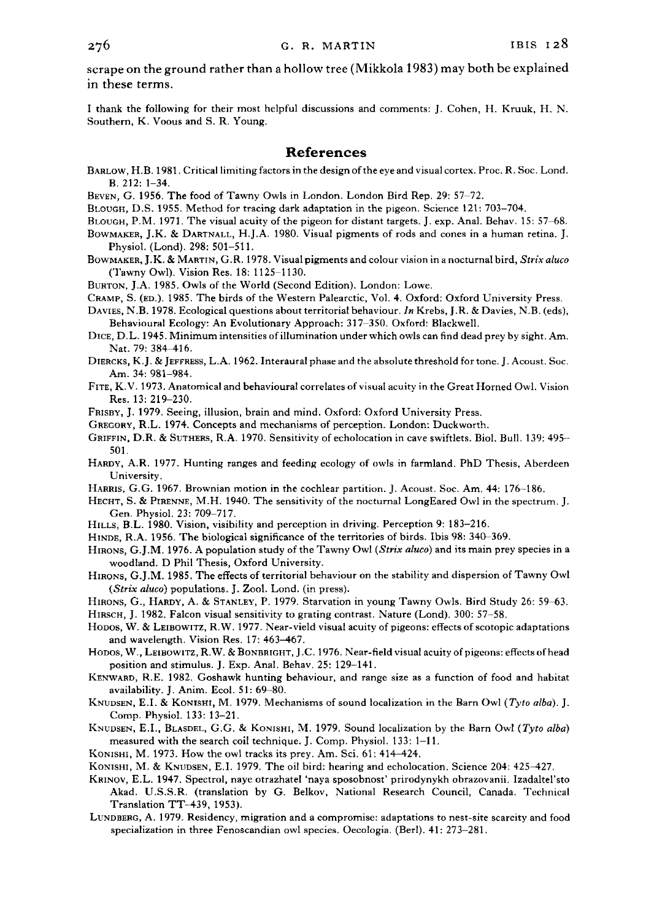scrape on the ground rather than a hollow tree (Mikkola 1983) may both be explained in these terms.

I thank the following for their most helpful discussions and comments: J. Cohen, H. Kruuk, H. N. Southern, K. Voous and S. R. Young.

## References

BARLOW, H.B. 1981. Critical limiting factors in the design of the eye and visual cortex. Proc. R. Soc. Lond. B. 212: 1–34.

BEVEN, G. 1956. The food of Tawny Owls in London. London Bird Rep. 29: 57–72.

BLOUGH, D.S. 1955. Method for tracing dark adaptation in the pigeon. Science 121: 703–704.

BLOUGH, P.M. 1971. The visual acuity of the pigeon for distant targets. J. exp. Anal. Behav. 15: 57–68.

BOWMAKER, J.K. & DARTNALL, H.J.A. 1980. Visual pigments of rods and cones in a human retina. J. Physiol. (Lond). 298: 501–511.

BOWMAKER, J.K. & MARTIN, G.R. 1978. Visual pigments and colour vision in a nocturnal bird, *Strix aluco* (Tawny Owl). Vision Res. 18: 1125–1130.

BURTON, J.A. 1985. Owls of the World (Second Edition). London: Lowe.

CRAMP, S. (ED.). 1985. The birds of the Western Palearctic, Vol. 4. Oxford: Oxford University Press.

DAVIES, N.B. 1978. Ecological questions about territorial behaviour. *In* Krebs, J.R. & Davies, N.B. (eds), Behavioural Ecology: An Evolutionary Approach: 317–350. Oxford: Blackwell.

DICE, D.L. 1945. Minimum intensities of illumination under which owls can find dead prey by sight. Am. Nat. 79: 384–416.

DIERCKS, K.J. & JEFFRESS, L.A. 1962. Interaural phase and the absolute threshold for tone. J. Acoust. Soc. Am. 34: 981–984.

FITE, K.V. 1973. Anatomical and behavioural correlates of visual acuity in the Great Horned Owl. Vision Res. 13: 219–230.

FRISBY, J. 1979. Seeing, illusion, brain and mind. Oxford: Oxford University Press.

GREGORY, R.L. 1974. Concepts and mechanisms of perception. London: Duckworth.

GRIFFIN, D.R. & SUTHERS, R.A. 1970. Sensitivity of echolocation in cave swiftlets. Biol. Bull. 139: 495–501.

HARDY, A.R. 1977. Hunting ranges and feeding ecology of owls in farmland. PhD Thesis, Aberdeen University.

HARRIS, G.G. 1967. Brownian motion in the cochlear partition. J. Acoust. Soc. Am. 44: 176–186.

HECHT, S. & PIRENNE, M.H. 1940. The sensitivity of the nocturnal LongEared Owl in the spectrum. J. Gen. Physiol. 23: 709–717.

HILLS, B.L. 1980. Vision, visibility and perception in driving. Perception 9: 183–216.

HINDE, R.A. 1956. The biological significance of the territories of birds. Ibis 98: 340–369.

HIRONS, G.J.M. 1976. A population study of the Tawny Owl (*Strix aluco*) and its main prey species in a woodland. D Phil Thesis, Oxford University.

HIRONS, G.J.M. 1985. The effects of territorial behaviour on the stability and dispersion of Tawny Owl (*Strix aluco*) populations. J. Zool. Lond. (in press).

HIRONS, G., HARDY, A. & STANLEY, P. 1979. Starvation in young Tawny Owls. Bird Study 26: 59–63.

HIRSCH, J. 1982. Falcon visual sensitivity to grating contrast. Nature (Lond). 300: 57–58.

HODOS, W. & LEIBOWITZ, R.W. 1977. Near-vield visual acuity of pigeons: effects of scotopic adaptations and wavelength. Vision Res. 17: 463–467.

HODOS, W., LEIBOWITZ, R.W. & BONBRIGHT, J.C. 1976. Near-field visual acuity of pigeons: effects of head position and stimulus. J. Exp. Anal. Behav. 25: 129–141.

KENWARD, R.E. 1982. Goshawk hunting behaviour, and range size as a function of food and habitat availability. J. Anim. Ecol. 51: 69–80.

KNUDSEN, E.I. & KONISHI, M. 1979. Mechanisms of sound localization in the Barn Owl (*Tyto alba*). J. Comp. Physiol. 133: 13–21.

KNUDSEN, E.I., BLASDEL, G.G. & KONISHI, M. 1979. Sound localization by the Barn Owl (*Tyto alba*) measured with the search coil technique. J. Comp. Physiol. 133: 1–11.

KONISHI, M. 1973. How the owl tracks its prey. Am. Sci. 61: 414–424.

KONISHI, M. & KNUDSEN, E.I. 1979. The oil bird: hearing and echolocation. Science 204: 425–427.

KRINOV, E.L. 1947. Spectrol, naye otrazhatel 'naya sposobnost' prirodynykh obrazovanii. Izadaltel'sto Akad. U.S.S.R. (translation by G. Belkov, National Research Council, Canada. Technical Translation TT-439, 1953).

LUNDBERG, A. 1979. Residency, migration and a compromise: adaptations to nest-site scarcity and food specialization in three Fenoscandian owl species. Oecologia. (Berl). 41: 273–281.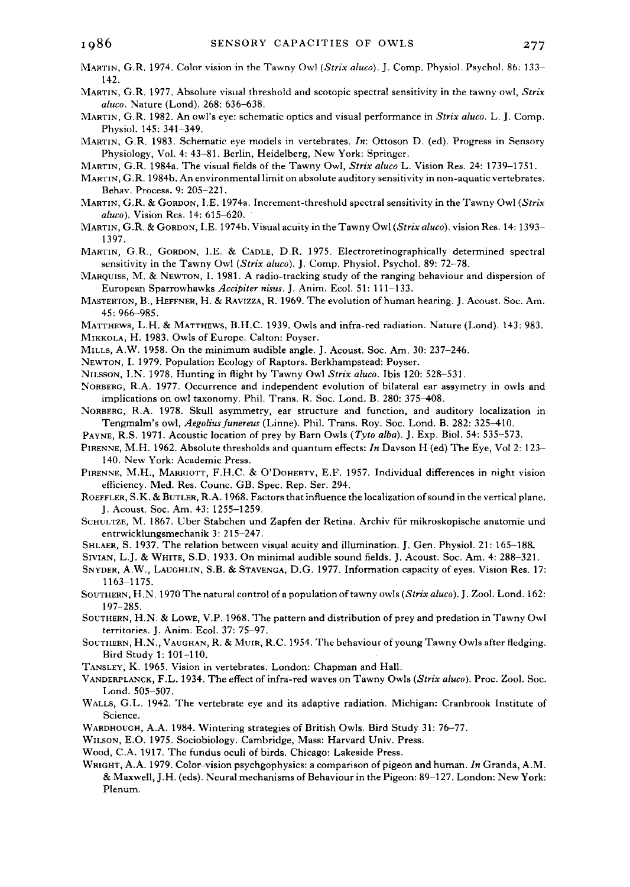MARTIN, G.R. 1974. Color vision in the Tawny Owl (*Strix aluco*). J. Comp. Physiol. Psychol. 86: 133–142.

MARTIN, G.R. 1977. Absolute visual threshold and scotopic spectral sensitivity in the tawny owl, *Strix aluco*. Nature (Lond). 268: 636–638.

MARTIN, G.R. 1982. An owl's eye: schematic optics and visual performance in *Strix aluco*. L. J. Comp. Physiol. 145: 341–349.

MARTIN, G.R. 1983. Schematic eye models in vertebrates. *In*: Ottoson D. (ed). Progress in Sensory Physiology, Vol. 4: 43–81. Berlin, Heidelberg, New York: Springer.

MARTIN, G.R. 1984a. The visual fields of the Tawny Owl, *Strix aluco* L. Vision Res. 24: 1739–1751.

MARTIN, G.R. 1984b. An environmental limit on absolute auditory sensitivity in non-aquatic vertebrates. Behav. Process. 9: 205–221.

MARTIN, G.R. & GORDON, I.E. 1974a. Increment-threshold spectral sensitivity in the Tawny Owl (*Strix aluco*). Vision Res. 14: 615–620.

MARTIN, G.R. & GORDON, I.E. 1974b. Visual acuity in the Tawny Owl (*Strix aluco*). vision Res. 14: 1393–1397.

MARTIN, G.R., GORDON, I.E. & CADLE, D.R. 1975. Electroretinographically determined spectral sensitivity in the Tawny Owl (*Strix aluco*). J. Comp. Physiol. Psychol. 89: 72–78.

MARQUISS, M. & NEWTON, I. 1981. A radio-tracking study of the ranging behaviour and dispersion of European Sparrowhawks *Accipiter nisus*. J. Anim. Ecol. 51: 111–133.

MASTERTON, B., HEFFNER, H. & RAVIZZA, R. 1969. The evolution of human hearing. J. Acoust. Soc. Am. 45: 966–985.

MATTHEWS, L.H. & MATTHEWS, B.H.C. 1939. Owls and infra-red radiation. Nature (Lond). 143: 983.

MIKKOLA, H. 1983. Owls of Europe. Calton: Poyser.

MILLS, A.W. 1958. On the minimum audible angle. J. Acoust. Soc. Am. 30: 237–246.

NEWTON, I. 1979. Population Ecology of Raptors. Berkhampstead: Poyser.

NILSSON, I.N. 1978. Hunting in flight by Tawny Owl *Strix aluco*. Ibis 120: 528–531.

NORBERG, R.A. 1977. Occurrence and independent evolution of bilateral ear assymetry in owls and implications on owl taxonomy. Phil. Trans. R. Soc. Lond. B. 280: 375–408.

NORBERG, R.A. 1978. Skull asymmetry, ear structure and function, and auditory localization in Tengmalm's owl, *Aegolius funereus* (Linne). Phil. Trans. Roy. Soc. Lond. B. 282: 325–410.

PAYNE, R.S. 1971. Acoustic location of prey by Barn Owls (*Tyto alba*). J. Exp. Biol. 54: 535–573.

PIRENNE, M.H. 1962. Absolute thresholds and quantum effects: *In* Davson H (ed) The Eye, Vol 2: 123–140. New York: Academic Press.

PIRENNE, M.H., MARRIOTT, F.H.C. & O'DOHERTY, E.F. 1957. Individual differences in night vision efficiency. Med. Res. Counc. GB. Spec. Rep. Ser. 294.

ROEFFLER, S.K. & BUTLER, R.A. 1968. Factors that influence the localization of sound in the vertical plane. J. Acoust. Soc. Am. 43: 1255–1259.

SCHULTZE, M. 1867. Uber Stabchen und Zapfen der Retina. Archiv für mikroskopische anatomie und entrwicklungsmechanik 3: 215–247.

SHLAER, S. 1937. The relation between visual acuity and illumination. J. Gen. Physiol. 21: 165–188.

SIVIAN, L.J. & WHITE, S.D. 1933. On minimal audible sound fields. J. Acoust. Soc. Am. 4: 288–321.

SNYDER, A.W., LAUGHLIN, S.B. & STAVENGA, D.G. 1977. Information capacity of eyes. Vision Res. 17: 1163–1175.

SOUTHERN, H.N. 1970 The natural control of a population of tawny owls (*Strix aluco*). J. Zool. Lond. 162: 197–285.

SOUTHERN, H.N. & LOWE, V.P. 1968. The pattern and distribution of prey and predation in Tawny Owl territories. J. Anim. Ecol. 37: 75–97.

SOUTHERN, H.N., VAUGHAN, R. & MUIR, R.C. 1954. The behaviour of young Tawny Owls after fledging. Bird Study 1: 101–110.

TANSLEY, K. 1965. Vision in vertebrates. London: Chapman and Hall.

VANDERPLANCK, F.L. 1934. The effect of infra-red waves on Tawny Owls (*Strix aluco*). Proc. Zool. Soc. Lond. 505–507.

WALLS, G.L. 1942. The vertebrate eye and its adaptive radiation. Michigan: Cranbrook Institute of Science.

WARDHOUGH, A.A. 1984. Wintering strategies of British Owls. Bird Study 31: 76–77.

WILSON, E.O. 1975. Sociobiology. Cambridge, Mass: Harvard Univ. Press.

WOOD, C.A. 1917. The fundus oculi of birds. Chicago: Lakeside Press.

WRIGHT, A.A. 1979. Color-vision psychgophysics: a comparison of pigeon and human. *In* Granda, A.M. & Maxwell, J.H. (eds). Neural mechanisms of Behaviour in the Pigeon: 89–127. London: New York: Plenum.